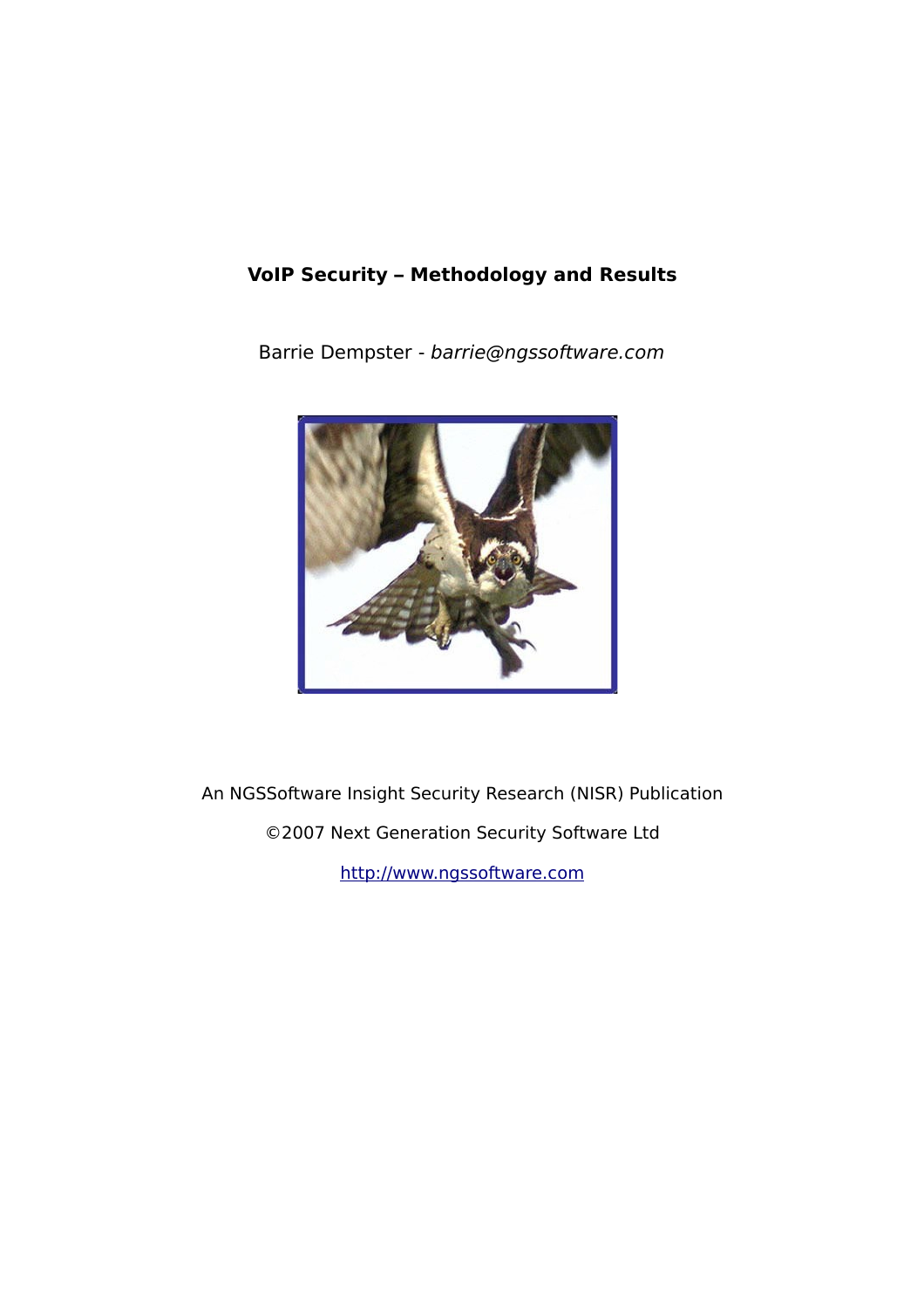# VoIP Security – Methodology and Results

Barrie Dempster - *barrie@ngssoftware.com*

An NGSSoftware Insight Security Research (NISR) Publication

©2007 Next Generation Security Software Ltd

http://www.ngssoftware.com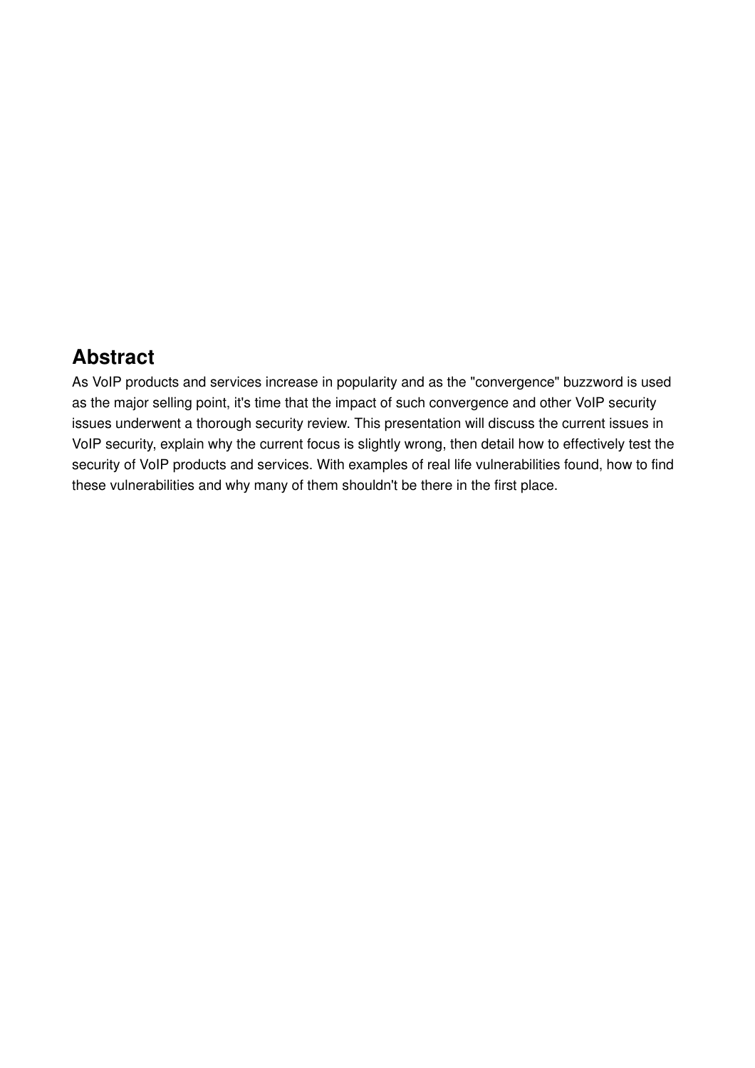## Abstract

As VoIP products and services increase in popularity and as the "convergence" buzzword is used as the major selling point, it's time that the impact of such convergence and other VoIP security issues underwent a thorough security review. This presentation will discuss the current issues in VoIP security, explain why the current focus is slightly wrong, then detail how to effectively test the security of VoIP products and services. With examples of real life vulnerabilities found, how to find these vulnerabilities and why many of them shouldn't be there in the first place.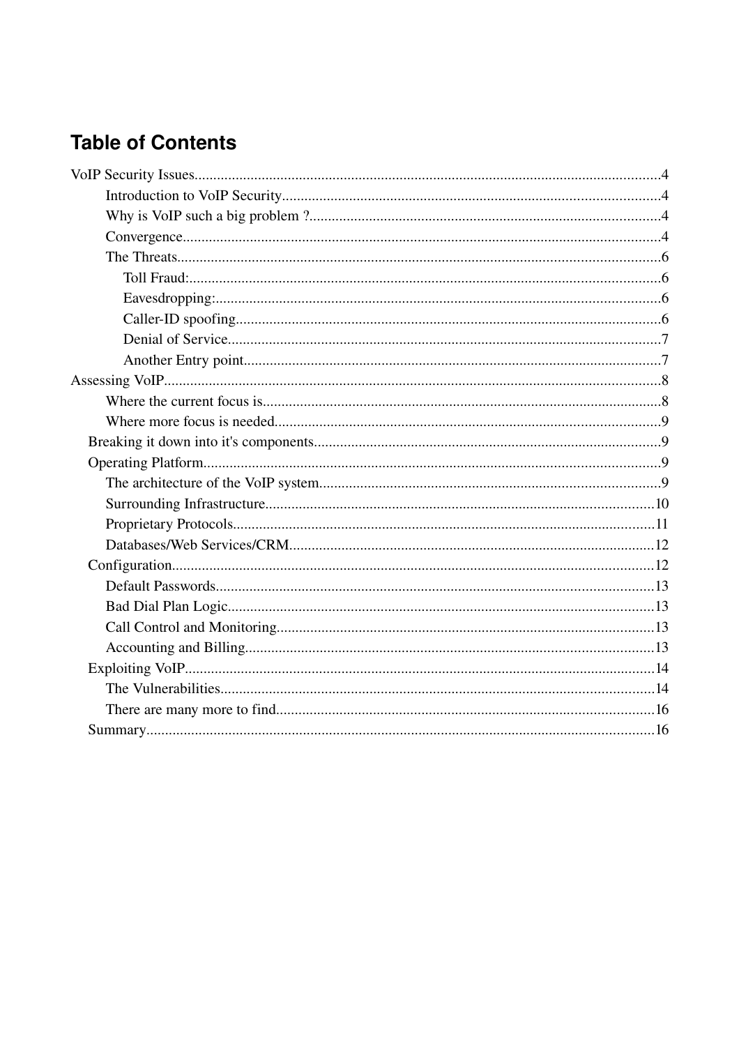# Table of Contents

- VoIP Security Issues....................4
  - Introduction to VoIP Security....................4
  - Why is VoIP such a big problem ?....................4
  - Convergence....................4
  - The Threats....................6
    - Toll Fraud:....................6
    - Eavesdropping:....................6
    - Caller-ID spoofing....................6
    - Denial of Service....................7
    - Another Entry point....................7
- Assessing VoIP....................8
  - Where the current focus is....................8
  - Where more focus is needed....................9
  - Breaking it down into it's components....................9
  - Operating Platform....................9
    - The architecture of the VoIP system....................9
    - Surrounding Infrastructure....................10
    - Proprietary Protocols....................11
    - Databases/Web Services/CRM....................12
  - Configuration....................12
    - Default Passwords....................13
    - Bad Dial Plan Logic....................13
    - Call Control and Monitoring....................13
    - Accounting and Billing....................13
  - Exploiting VoIP....................14
    - The Vulnerabilities....................14
    - There are many more to find....................16
  - Summary....................16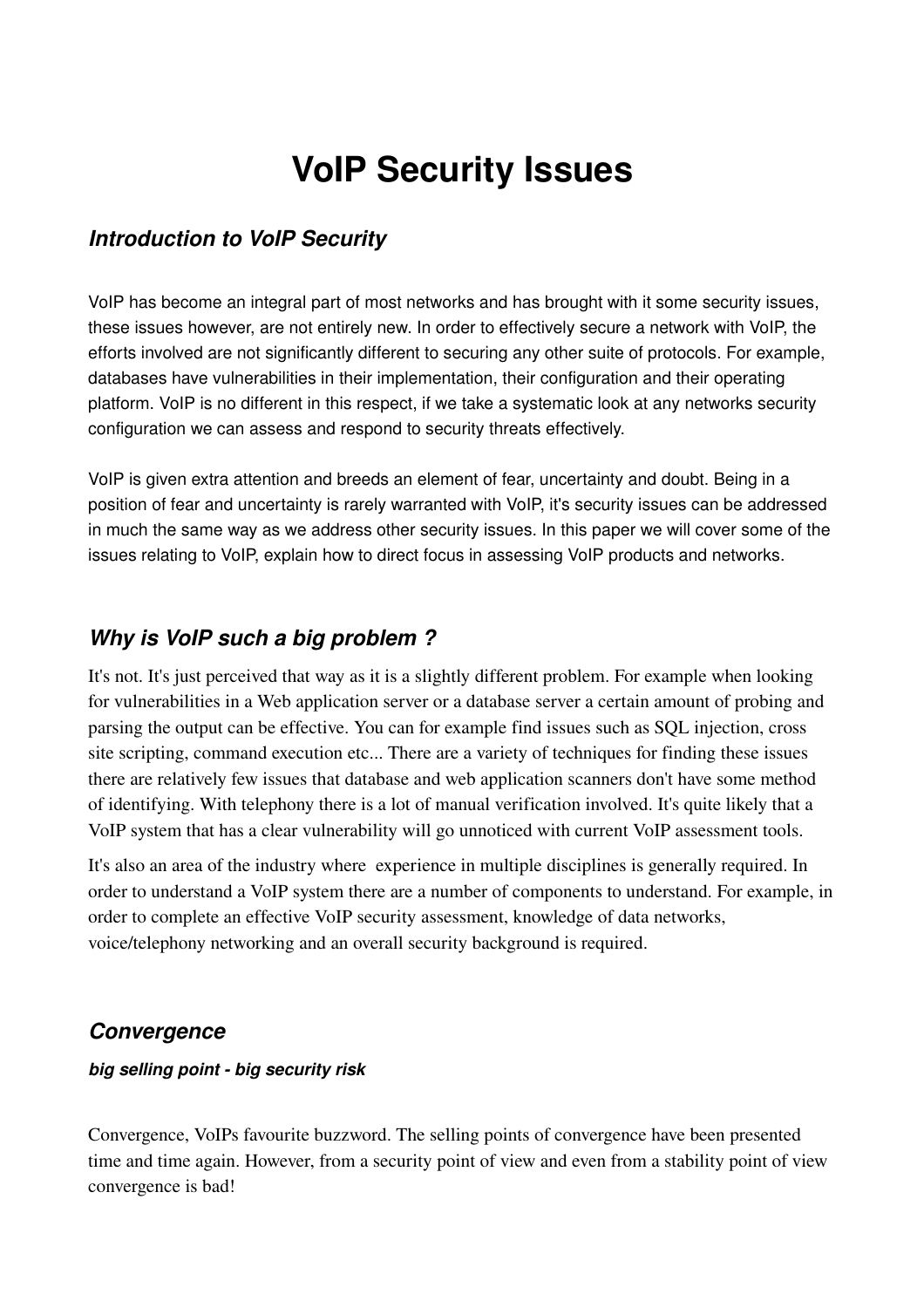# VoIP Security Issues

## *Introduction to VoIP Security*

VoIP has become an integral part of most networks and has brought with it some security issues, these issues however, are not entirely new. In order to effectively secure a network with VoIP, the efforts involved are not significantly different to securing any other suite of protocols. For example, databases have vulnerabilities in their implementation, their configuration and their operating platform. VoIP is no different in this respect, if we take a systematic look at any networks security configuration we can assess and respond to security threats effectively.

VoIP is given extra attention and breeds an element of fear, uncertainty and doubt. Being in a position of fear and uncertainty is rarely warranted with VoIP, it's security issues can be addressed in much the same way as we address other security issues. In this paper we will cover some of the issues relating to VoIP, explain how to direct focus in assessing VoIP products and networks.

## *Why is VoIP such a big problem ?*

It's not. It's just perceived that way as it is a slightly different problem. For example when looking for vulnerabilities in a Web application server or a database server a certain amount of probing and parsing the output can be effective. You can for example find issues such as SQL injection, cross site scripting, command execution etc... There are a variety of techniques for finding these issues there are relatively few issues that database and web application scanners don't have some method of identifying. With telephony there is a lot of manual verification involved. It's quite likely that a VoIP system that has a clear vulnerability will go unnoticed with current VoIP assessment tools.

It's also an area of the industry where experience in multiple disciplines is generally required. In order to understand a VoIP system there are a number of components to understand. For example, in order to complete an effective VoIP security assessment, knowledge of data networks, voice/telephony networking and an overall security background is required.

## *Convergence*

#### *big selling point - big security risk*

Convergence, VoIPs favourite buzzword. The selling points of convergence have been presented time and time again. However, from a security point of view and even from a stability point of view convergence is bad!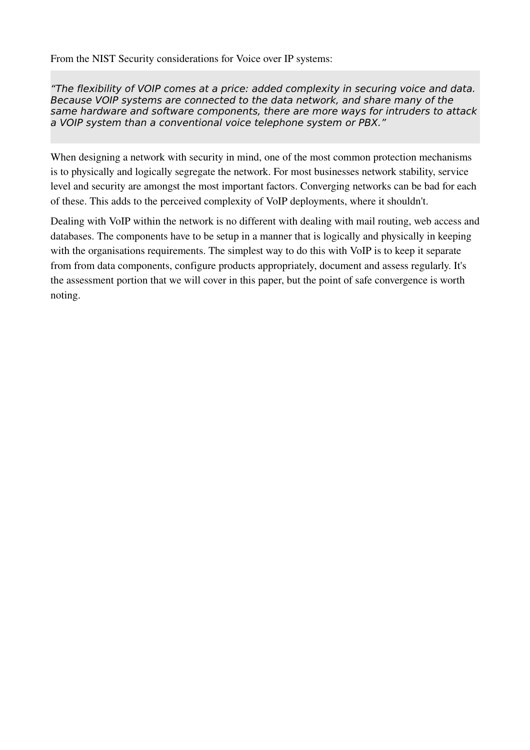From the NIST Security considerations for Voice over IP systems:

> *“The flexibility of VOIP comes at a price: added complexity in securing voice and data. Because VOIP systems are connected to the data network, and share many of the same hardware and software components, there are more ways for intruders to attack a VOIP system than a conventional voice telephone system or PBX.”*

When designing a network with security in mind, one of the most common protection mechanisms is to physically and logically segregate the network. For most businesses network stability, service level and security are amongst the most important factors. Converging networks can be bad for each of these. This adds to the perceived complexity of VoIP deployments, where it shouldn't.

Dealing with VoIP within the network is no different with dealing with mail routing, web access and databases. The components have to be setup in a manner that is logically and physically in keeping with the organisations requirements. The simplest way to do this with VoIP is to keep it separate from from data components, configure products appropriately, document and assess regularly. It's the assessment portion that we will cover in this paper, but the point of safe convergence is worth noting.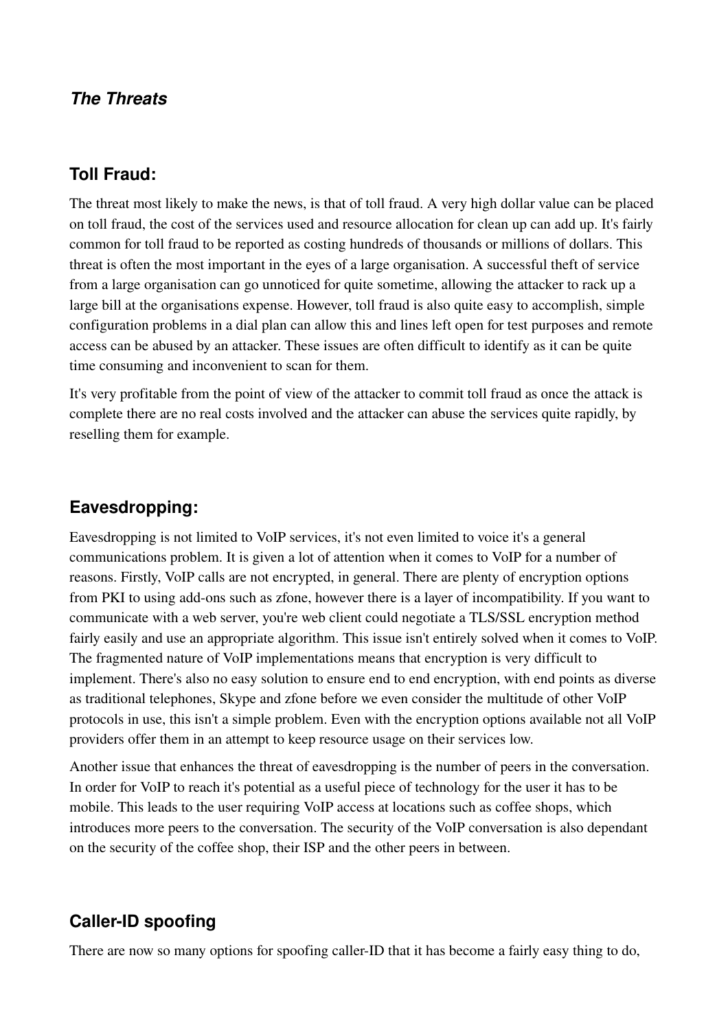## *The Threats*

### Toll Fraud:

The threat most likely to make the news, is that of toll fraud. A very high dollar value can be placed on toll fraud, the cost of the services used and resource allocation for clean up can add up. It's fairly common for toll fraud to be reported as costing hundreds of thousands or millions of dollars. This threat is often the most important in the eyes of a large organisation. A successful theft of service from a large organisation can go unnoticed for quite sometime, allowing the attacker to rack up a large bill at the organisations expense. However, toll fraud is also quite easy to accomplish, simple configuration problems in a dial plan can allow this and lines left open for test purposes and remote access can be abused by an attacker. These issues are often difficult to identify as it can be quite time consuming and inconvenient to scan for them.

It's very profitable from the point of view of the attacker to commit toll fraud as once the attack is complete there are no real costs involved and the attacker can abuse the services quite rapidly, by reselling them for example.

### Eavesdropping:

Eavesdropping is not limited to VoIP services, it's not even limited to voice it's a general communications problem. It is given a lot of attention when it comes to VoIP for a number of reasons. Firstly, VoIP calls are not encrypted, in general. There are plenty of encryption options from PKI to using add-ons such as zfone, however there is a layer of incompatibility. If you want to communicate with a web server, you're web client could negotiate a TLS/SSL encryption method fairly easily and use an appropriate algorithm. This issue isn't entirely solved when it comes to VoIP. The fragmented nature of VoIP implementations means that encryption is very difficult to implement. There's also no easy solution to ensure end to end encryption, with end points as diverse as traditional telephones, Skype and zfone before we even consider the multitude of other VoIP protocols in use, this isn't a simple problem. Even with the encryption options available not all VoIP providers offer them in an attempt to keep resource usage on their services low.

Another issue that enhances the threat of eavesdropping is the number of peers in the conversation. In order for VoIP to reach it's potential as a useful piece of technology for the user it has to be mobile. This leads to the user requiring VoIP access at locations such as coffee shops, which introduces more peers to the conversation. The security of the VoIP conversation is also dependant on the security of the coffee shop, their ISP and the other peers in between.

### Caller-ID spoofing

There are now so many options for spoofing caller-ID that it has become a fairly easy thing to do,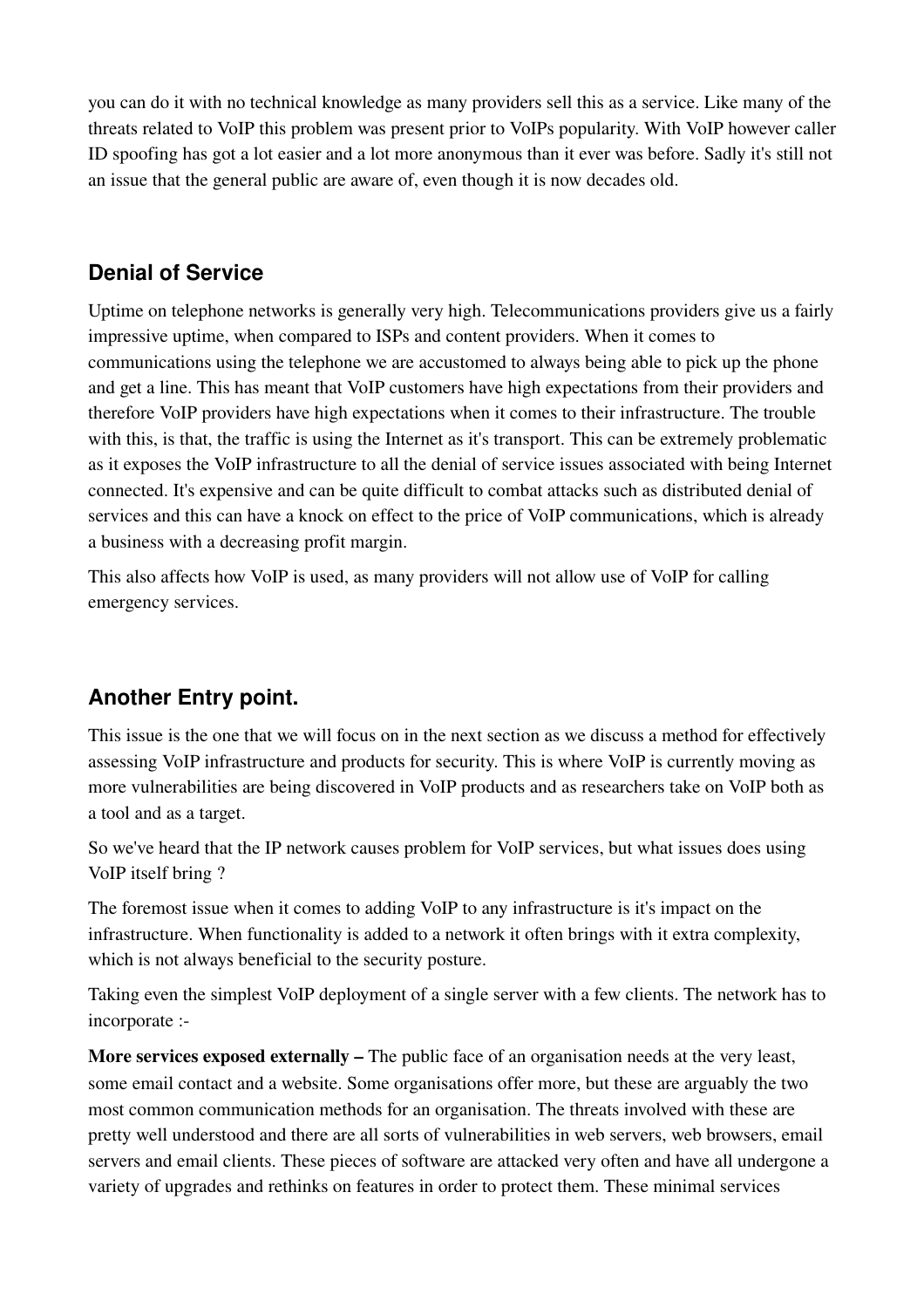you can do it with no technical knowledge as many providers sell this as a service. Like many of the threats related to VoIP this problem was present prior to VoIPs popularity. With VoIP however caller ID spoofing has got a lot easier and a lot more anonymous than it ever was before. Sadly it's still not an issue that the general public are aware of, even though it is now decades old.

## Denial of Service

Uptime on telephone networks is generally very high. Telecommunications providers give us a fairly impressive uptime, when compared to ISPs and content providers. When it comes to communications using the telephone we are accustomed to always being able to pick up the phone and get a line. This has meant that VoIP customers have high expectations from their providers and therefore VoIP providers have high expectations when it comes to their infrastructure. The trouble with this, is that, the traffic is using the Internet as it's transport. This can be extremely problematic as it exposes the VoIP infrastructure to all the denial of service issues associated with being Internet connected. It's expensive and can be quite difficult to combat attacks such as distributed denial of services and this can have a knock on effect to the price of VoIP communications, which is already a business with a decreasing profit margin.

This also affects how VoIP is used, as many providers will not allow use of VoIP for calling emergency services.

## Another Entry point.

This issue is the one that we will focus on in the next section as we discuss a method for effectively assessing VoIP infrastructure and products for security. This is where VoIP is currently moving as more vulnerabilities are being discovered in VoIP products and as researchers take on VoIP both as a tool and as a target.

So we've heard that the IP network causes problem for VoIP services, but what issues does using VoIP itself bring ?

The foremost issue when it comes to adding VoIP to any infrastructure is it's impact on the infrastructure. When functionality is added to a network it often brings with it extra complexity, which is not always beneficial to the security posture.

Taking even the simplest VoIP deployment of a single server with a few clients. The network has to incorporate :-

**More services exposed externally –** The public face of an organisation needs at the very least, some email contact and a website. Some organisations offer more, but these are arguably the two most common communication methods for an organisation. The threats involved with these are pretty well understood and there are all sorts of vulnerabilities in web servers, web browsers, email servers and email clients. These pieces of software are attacked very often and have all undergone a variety of upgrades and rethinks on features in order to protect them. These minimal services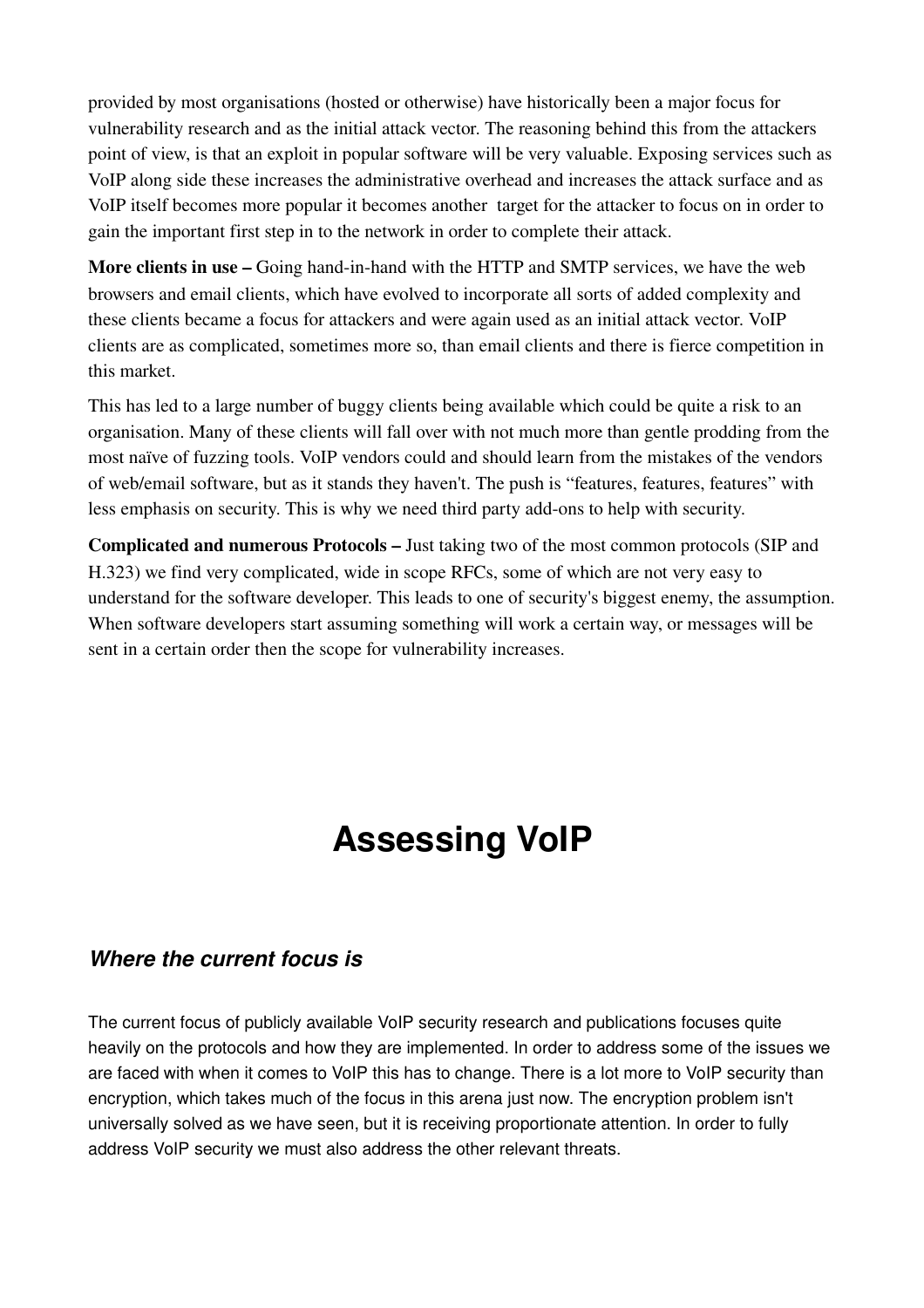provided by most organisations (hosted or otherwise) have historically been a major focus for vulnerability research and as the initial attack vector. The reasoning behind this from the attackers point of view, is that an exploit in popular software will be very valuable. Exposing services such as VoIP along side these increases the administrative overhead and increases the attack surface and as VoIP itself becomes more popular it becomes another  target for the attacker to focus on in order to gain the important first step in to the network in order to complete their attack.

**More clients in use –** Going hand-in-hand with the HTTP and SMTP services, we have the web browsers and email clients, which have evolved to incorporate all sorts of added complexity and these clients became a focus for attackers and were again used as an initial attack vector. VoIP clients are as complicated, sometimes more so, than email clients and there is fierce competition in this market.

This has led to a large number of buggy clients being available which could be quite a risk to an organisation. Many of these clients will fall over with not much more than gentle prodding from the most naïve of fuzzing tools. VoIP vendors could and should learn from the mistakes of the vendors of web/email software, but as it stands they haven't. The push is "features, features, features" with less emphasis on security. This is why we need third party add-ons to help with security.

**Complicated and numerous Protocols –** Just taking two of the most common protocols (SIP and H.323) we find very complicated, wide in scope RFCs, some of which are not very easy to understand for the software developer. This leads to one of security's biggest enemy, the assumption. When software developers start assuming something will work a certain way, or messages will be sent in a certain order then the scope for vulnerability increases.

# Assessing VoIP

### *Where the current focus is*

The current focus of publicly available VoIP security research and publications focuses quite heavily on the protocols and how they are implemented. In order to address some of the issues we are faced with when it comes to VoIP this has to change. There is a lot more to VoIP security than encryption, which takes much of the focus in this arena just now. The encryption problem isn't universally solved as we have seen, but it is receiving proportionate attention. In order to fully address VoIP security we must also address the other relevant threats.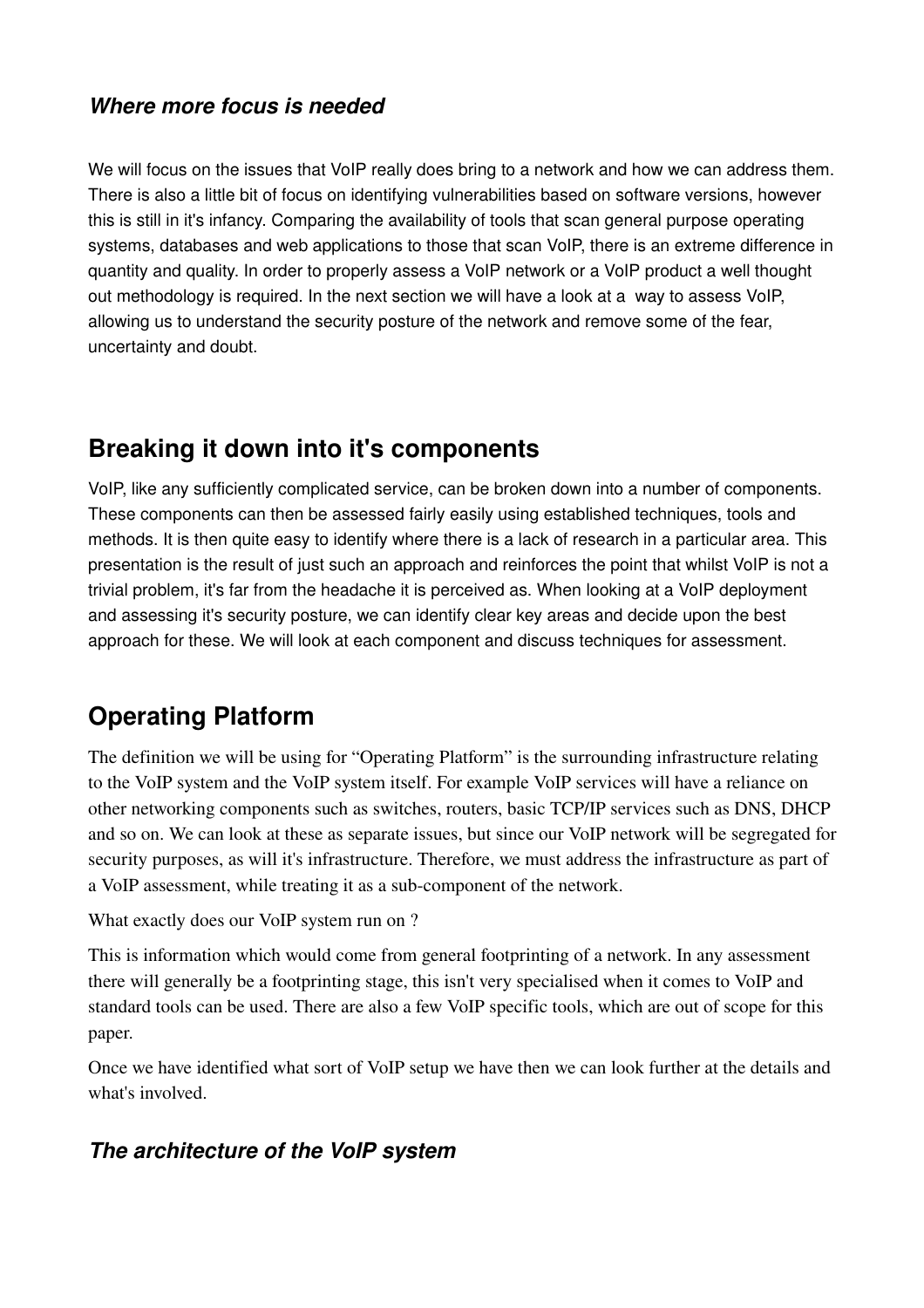### *Where more focus is needed*

We will focus on the issues that VoIP really does bring to a network and how we can address them. There is also a little bit of focus on identifying vulnerabilities based on software versions, however this is still in it's infancy. Comparing the availability of tools that scan general purpose operating systems, databases and web applications to those that scan VoIP, there is an extreme difference in quantity and quality. In order to properly assess a VoIP network or a VoIP product a well thought out methodology is required. In the next section we will have a look at a  way to assess VoIP, allowing us to understand the security posture of the network and remove some of the fear, uncertainty and doubt.

## Breaking it down into it's components

VoIP, like any sufficiently complicated service, can be broken down into a number of components. These components can then be assessed fairly easily using established techniques, tools and methods. It is then quite easy to identify where there is a lack of research in a particular area. This presentation is the result of just such an approach and reinforces the point that whilst VoIP is not a trivial problem, it's far from the headache it is perceived as. When looking at a VoIP deployment and assessing it's security posture, we can identify clear key areas and decide upon the best approach for these. We will look at each component and discuss techniques for assessment.

## Operating Platform

The definition we will be using for "Operating Platform" is the surrounding infrastructure relating to the VoIP system and the VoIP system itself. For example VoIP services will have a reliance on other networking components such as switches, routers, basic TCP/IP services such as DNS, DHCP and so on. We can look at these as separate issues, but since our VoIP network will be segregated for security purposes, as will it's infrastructure. Therefore, we must address the infrastructure as part of a VoIP assessment, while treating it as a sub-component of the network.

What exactly does our VoIP system run on ?

This is information which would come from general footprinting of a network. In any assessment there will generally be a footprinting stage, this isn't very specialised when it comes to VoIP and standard tools can be used. There are also a few VoIP specific tools, which are out of scope for this paper.

Once we have identified what sort of VoIP setup we have then we can look further at the details and what's involved.

### *The architecture of the VoIP system*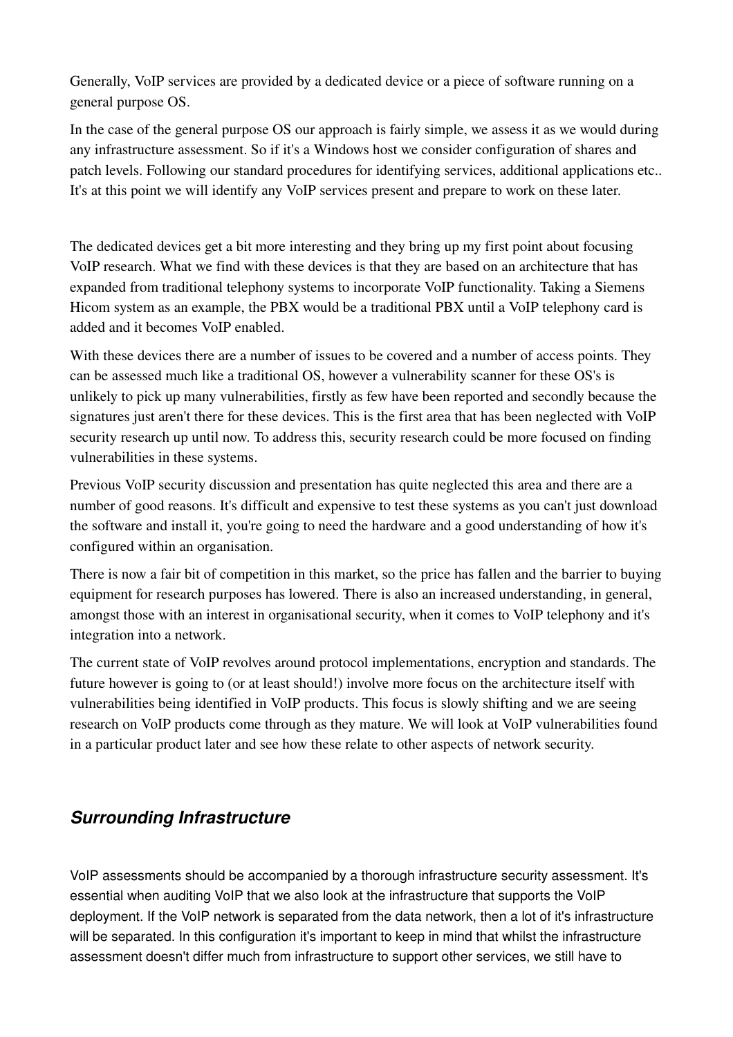Generally, VoIP services are provided by a dedicated device or a piece of software running on a general purpose OS.

In the case of the general purpose OS our approach is fairly simple, we assess it as we would during any infrastructure assessment. So if it's a Windows host we consider configuration of shares and patch levels. Following our standard procedures for identifying services, additional applications etc.. It's at this point we will identify any VoIP services present and prepare to work on these later.

The dedicated devices get a bit more interesting and they bring up my first point about focusing VoIP research. What we find with these devices is that they are based on an architecture that has expanded from traditional telephony systems to incorporate VoIP functionality. Taking a Siemens Hicom system as an example, the PBX would be a traditional PBX until a VoIP telephony card is added and it becomes VoIP enabled.

With these devices there are a number of issues to be covered and a number of access points. They can be assessed much like a traditional OS, however a vulnerability scanner for these OS's is unlikely to pick up many vulnerabilities, firstly as few have been reported and secondly because the signatures just aren't there for these devices. This is the first area that has been neglected with VoIP security research up until now. To address this, security research could be more focused on finding vulnerabilities in these systems.

Previous VoIP security discussion and presentation has quite neglected this area and there are a number of good reasons. It's difficult and expensive to test these systems as you can't just download the software and install it, you're going to need the hardware and a good understanding of how it's configured within an organisation.

There is now a fair bit of competition in this market, so the price has fallen and the barrier to buying equipment for research purposes has lowered. There is also an increased understanding, in general, amongst those with an interest in organisational security, when it comes to VoIP telephony and it's integration into a network.

The current state of VoIP revolves around protocol implementations, encryption and standards. The future however is going to (or at least should!) involve more focus on the architecture itself with vulnerabilities being identified in VoIP products. This focus is slowly shifting and we are seeing research on VoIP products come through as they mature. We will look at VoIP vulnerabilities found in a particular product later and see how these relate to other aspects of network security.

## *Surrounding Infrastructure*

VoIP assessments should be accompanied by a thorough infrastructure security assessment. It's essential when auditing VoIP that we also look at the infrastructure that supports the VoIP deployment. If the VoIP network is separated from the data network, then a lot of it's infrastructure will be separated. In this configuration it's important to keep in mind that whilst the infrastructure assessment doesn't differ much from infrastructure to support other services, we still have to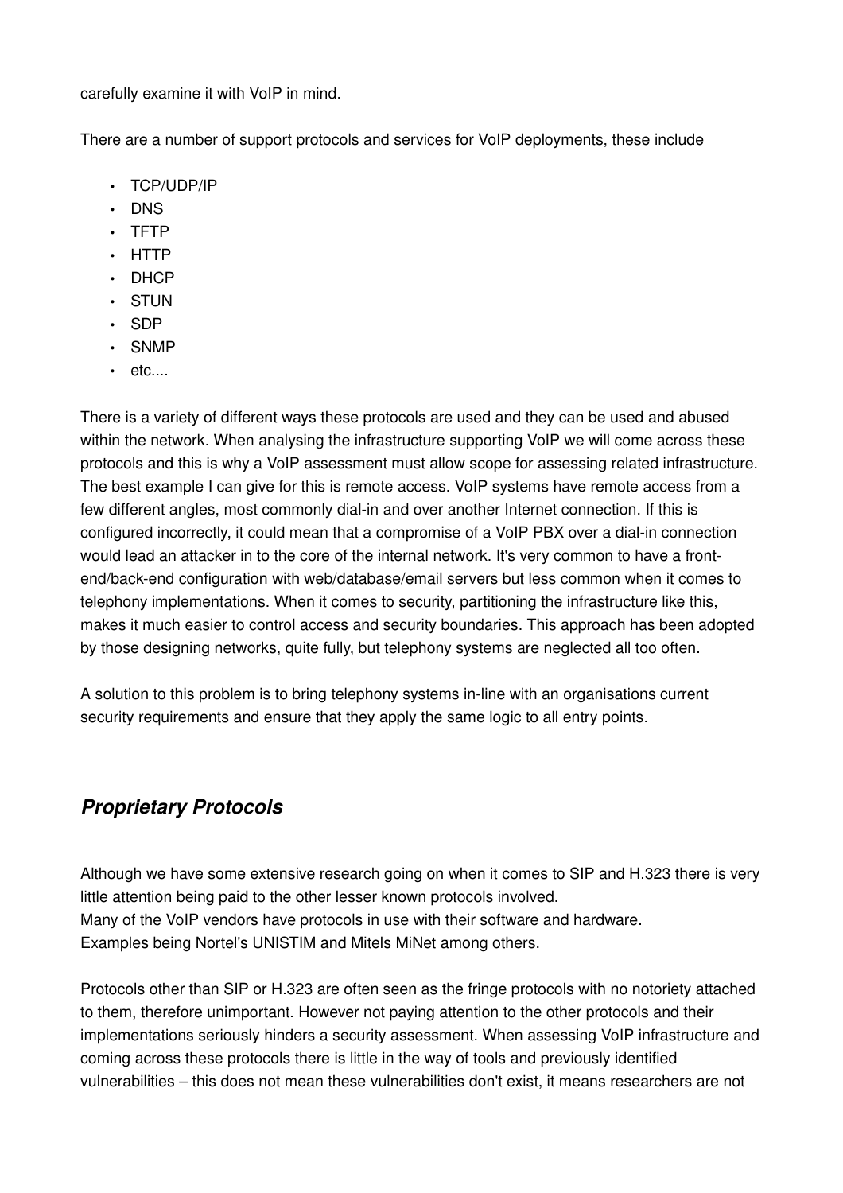carefully examine it with VoIP in mind.

There are a number of support protocols and services for VoIP deployments, these include

- TCP/UDP/IP
- DNS
- TFTP
- HTTP
- DHCP
- STUN
- SDP
- SNMP
- etc....

There is a variety of different ways these protocols are used and they can be used and abused within the network. When analysing the infrastructure supporting VoIP we will come across these protocols and this is why a VoIP assessment must allow scope for assessing related infrastructure. The best example I can give for this is remote access. VoIP systems have remote access from a few different angles, most commonly dial-in and over another Internet connection. If this is configured incorrectly, it could mean that a compromise of a VoIP PBX over a dial-in connection would lead an attacker in to the core of the internal network. It's very common to have a front-end/back-end configuration with web/database/email servers but less common when it comes to telephony implementations. When it comes to security, partitioning the infrastructure like this, makes it much easier to control access and security boundaries. This approach has been adopted by those designing networks, quite fully, but telephony systems are neglected all too often.

A solution to this problem is to bring telephony systems in-line with an organisations current security requirements and ensure that they apply the same logic to all entry points.

## *Proprietary Protocols*

Although we have some extensive research going on when it comes to SIP and H.323 there is very little attention being paid to the other lesser known protocols involved.
Many of the VoIP vendors have protocols in use with their software and hardware.
Examples being Nortel's UNISTIM and Mitels MiNet among others.

Protocols other than SIP or H.323 are often seen as the fringe protocols with no notoriety attached to them, therefore unimportant. However not paying attention to the other protocols and their implementations seriously hinders a security assessment. When assessing VoIP infrastructure and coming across these protocols there is little in the way of tools and previously identified vulnerabilities – this does not mean these vulnerabilities don't exist, it means researchers are not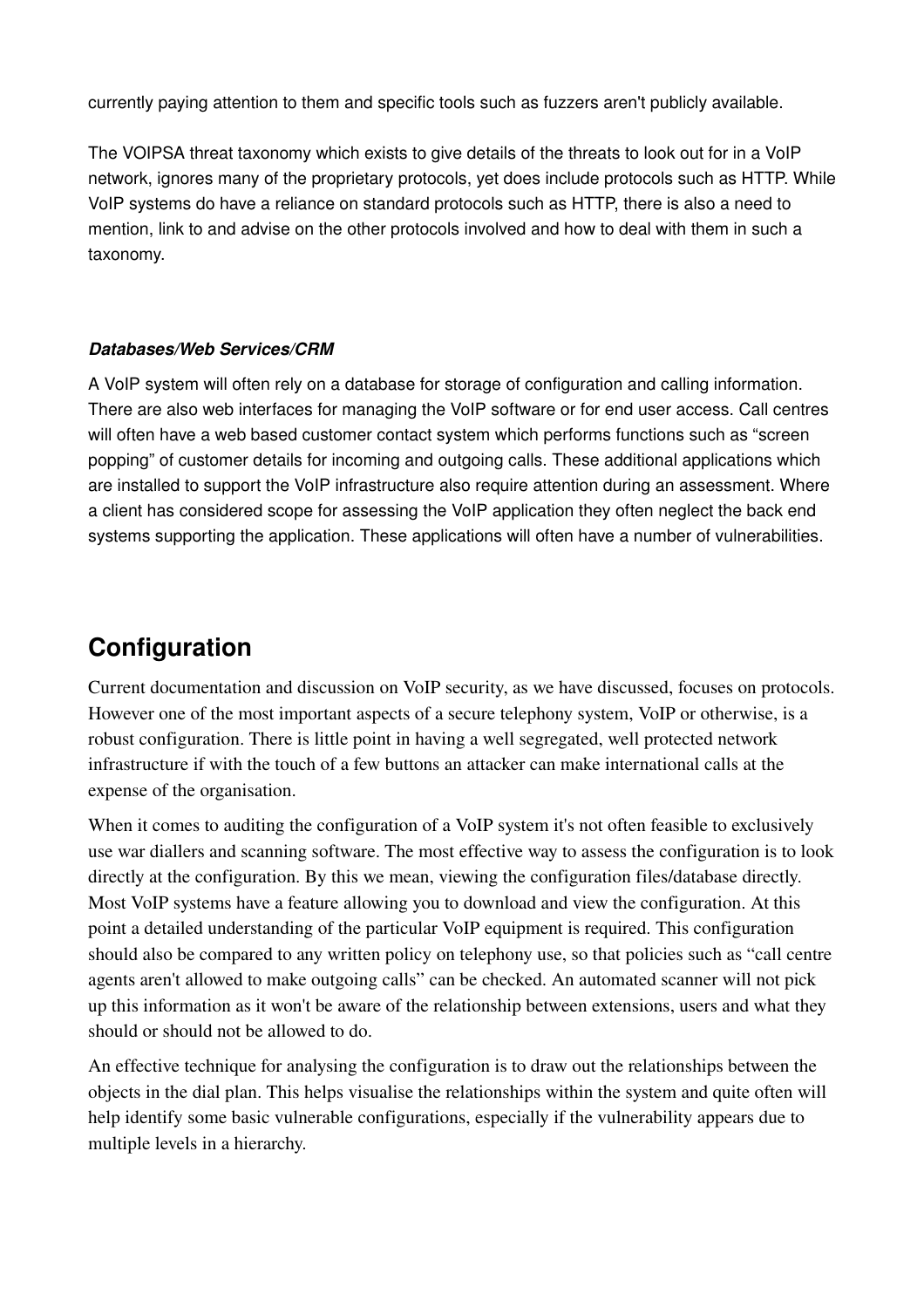currently paying attention to them and specific tools such as fuzzers aren't publicly available.

The VOIPSA threat taxonomy which exists to give details of the threats to look out for in a VoIP network, ignores many of the proprietary protocols, yet does include protocols such as HTTP. While VoIP systems do have a reliance on standard protocols such as HTTP, there is also a need to mention, link to and advise on the other protocols involved and how to deal with them in such a taxonomy.

### ***Databases/Web Services/CRM***

A VoIP system will often rely on a database for storage of configuration and calling information. There are also web interfaces for managing the VoIP software or for end user access. Call centres will often have a web based customer contact system which performs functions such as "screen popping" of customer details for incoming and outgoing calls. These additional applications which are installed to support the VoIP infrastructure also require attention during an assessment. Where a client has considered scope for assessing the VoIP application they often neglect the back end systems supporting the application. These applications will often have a number of vulnerabilities.

## Configuration

Current documentation and discussion on VoIP security, as we have discussed, focuses on protocols. However one of the most important aspects of a secure telephony system, VoIP or otherwise, is a robust configuration. There is little point in having a well segregated, well protected network infrastructure if with the touch of a few buttons an attacker can make international calls at the expense of the organisation.

When it comes to auditing the configuration of a VoIP system it's not often feasible to exclusively use war diallers and scanning software. The most effective way to assess the configuration is to look directly at the configuration. By this we mean, viewing the configuration files/database directly. Most VoIP systems have a feature allowing you to download and view the configuration. At this point a detailed understanding of the particular VoIP equipment is required. This configuration should also be compared to any written policy on telephony use, so that policies such as "call centre agents aren't allowed to make outgoing calls" can be checked. An automated scanner will not pick up this information as it won't be aware of the relationship between extensions, users and what they should or should not be allowed to do.

An effective technique for analysing the configuration is to draw out the relationships between the objects in the dial plan. This helps visualise the relationships within the system and quite often will help identify some basic vulnerable configurations, especially if the vulnerability appears due to multiple levels in a hierarchy.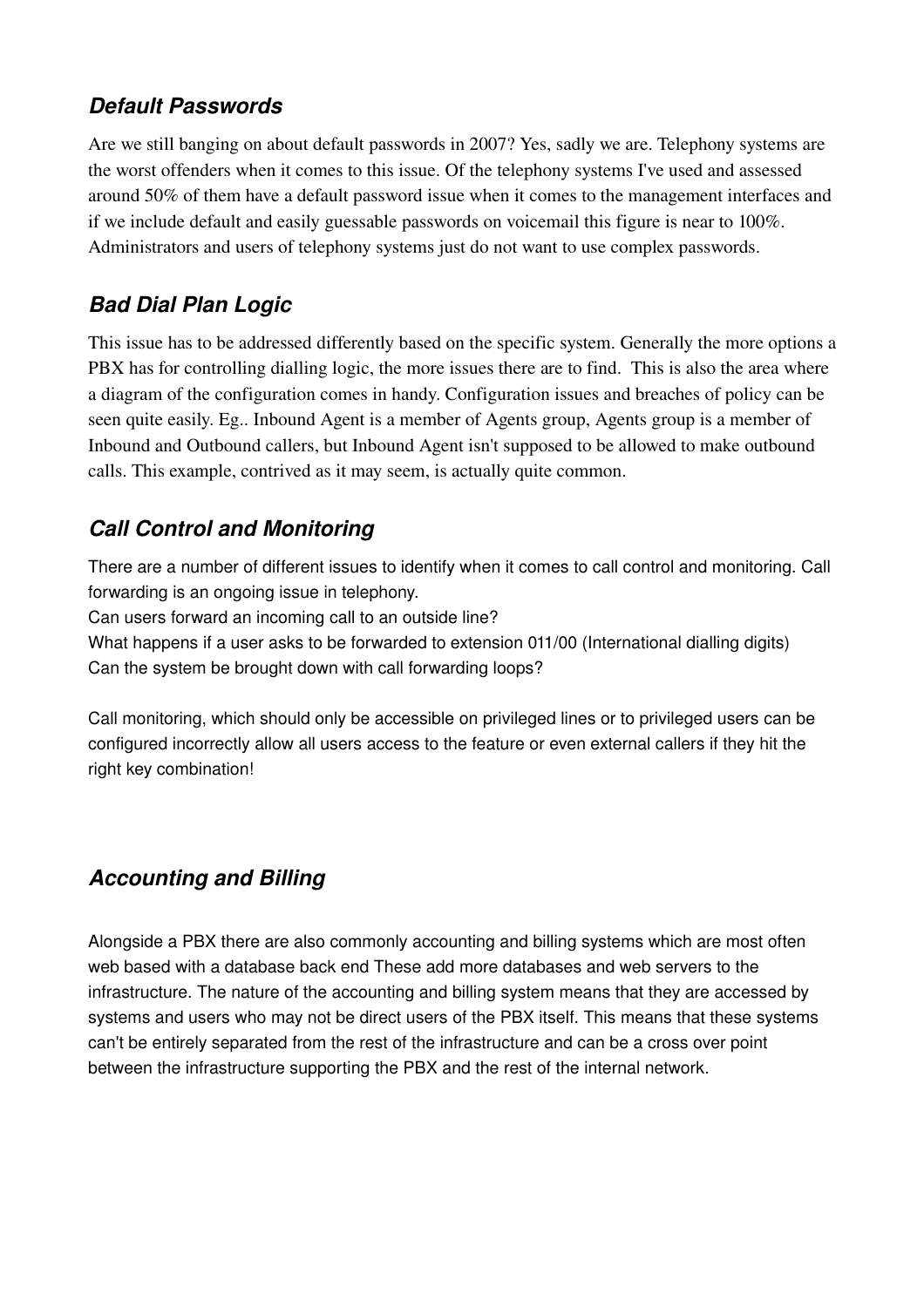### *Default Passwords*

Are we still banging on about default passwords in 2007? Yes, sadly we are. Telephony systems are the worst offenders when it comes to this issue. Of the telephony systems I've used and assessed around 50% of them have a default password issue when it comes to the management interfaces and if we include default and easily guessable passwords on voicemail this figure is near to 100%. Administrators and users of telephony systems just do not want to use complex passwords.

### *Bad Dial Plan Logic*

This issue has to be addressed differently based on the specific system. Generally the more options a PBX has for controlling dialling logic, the more issues there are to find. This is also the area where a diagram of the configuration comes in handy. Configuration issues and breaches of policy can be seen quite easily. Eg.. Inbound Agent is a member of Agents group, Agents group is a member of Inbound and Outbound callers, but Inbound Agent isn't supposed to be allowed to make outbound calls. This example, contrived as it may seem, is actually quite common.

### *Call Control and Monitoring*

There are a number of different issues to identify when it comes to call control and monitoring. Call forwarding is an ongoing issue in telephony.
Can users forward an incoming call to an outside line?
What happens if a user asks to be forwarded to extension 011/00 (International dialling digits)
Can the system be brought down with call forwarding loops?

Call monitoring, which should only be accessible on privileged lines or to privileged users can be configured incorrectly allow all users access to the feature or even external callers if they hit the right key combination!

### *Accounting and Billing*

Alongside a PBX there are also commonly accounting and billing systems which are most often web based with a database back end These add more databases and web servers to the infrastructure. The nature of the accounting and billing system means that they are accessed by systems and users who may not be direct users of the PBX itself. This means that these systems can't be entirely separated from the rest of the infrastructure and can be a cross over point between the infrastructure supporting the PBX and the rest of the internal network.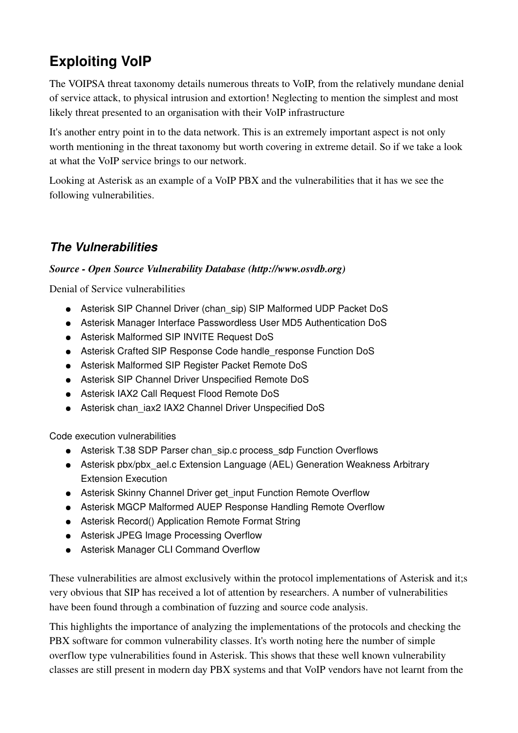## Exploiting VoIP

The VOIPSA threat taxonomy details numerous threats to VoIP, from the relatively mundane denial of service attack, to physical intrusion and extortion! Neglecting to mention the simplest and most likely threat presented to an organisation with their VoIP infrastructure

It's another entry point in to the data network. This is an extremely important aspect is not only worth mentioning in the threat taxonomy but worth covering in extreme detail. So if we take a look at what the VoIP service brings to our network.

Looking at Asterisk as an example of a VoIP PBX and the vulnerabilities that it has we see the following vulnerabilities.

### *The Vulnerabilities*

***Source - Open Source Vulnerability Database (http://www.osvdb.org)***

Denial of Service vulnerabilities

- Asterisk SIP Channel Driver (chan_sip) SIP Malformed UDP Packet DoS
- Asterisk Manager Interface Passwordless User MD5 Authentication DoS
- Asterisk Malformed SIP INVITE Request DoS
- Asterisk Crafted SIP Response Code handle_response Function DoS
- Asterisk Malformed SIP Register Packet Remote DoS
- Asterisk SIP Channel Driver Unspecified Remote DoS
- Asterisk IAX2 Call Request Flood Remote DoS
- Asterisk chan_iax2 IAX2 Channel Driver Unspecified DoS

Code execution vulnerabilities

- Asterisk T.38 SDP Parser chan_sip.c process_sdp Function Overflows
- Asterisk pbx/pbx_ael.c Extension Language (AEL) Generation Weakness Arbitrary Extension Execution
- Asterisk Skinny Channel Driver get_input Function Remote Overflow
- Asterisk MGCP Malformed AUEP Response Handling Remote Overflow
- Asterisk Record() Application Remote Format String
- Asterisk JPEG Image Processing Overflow
- Asterisk Manager CLI Command Overflow

These vulnerabilities are almost exclusively within the protocol implementations of Asterisk and it;s very obvious that SIP has received a lot of attention by researchers. A number of vulnerabilities have been found through a combination of fuzzing and source code analysis.

This highlights the importance of analyzing the implementations of the protocols and checking the PBX software for common vulnerability classes. It's worth noting here the number of simple overflow type vulnerabilities found in Asterisk. This shows that these well known vulnerability classes are still present in modern day PBX systems and that VoIP vendors have not learnt from the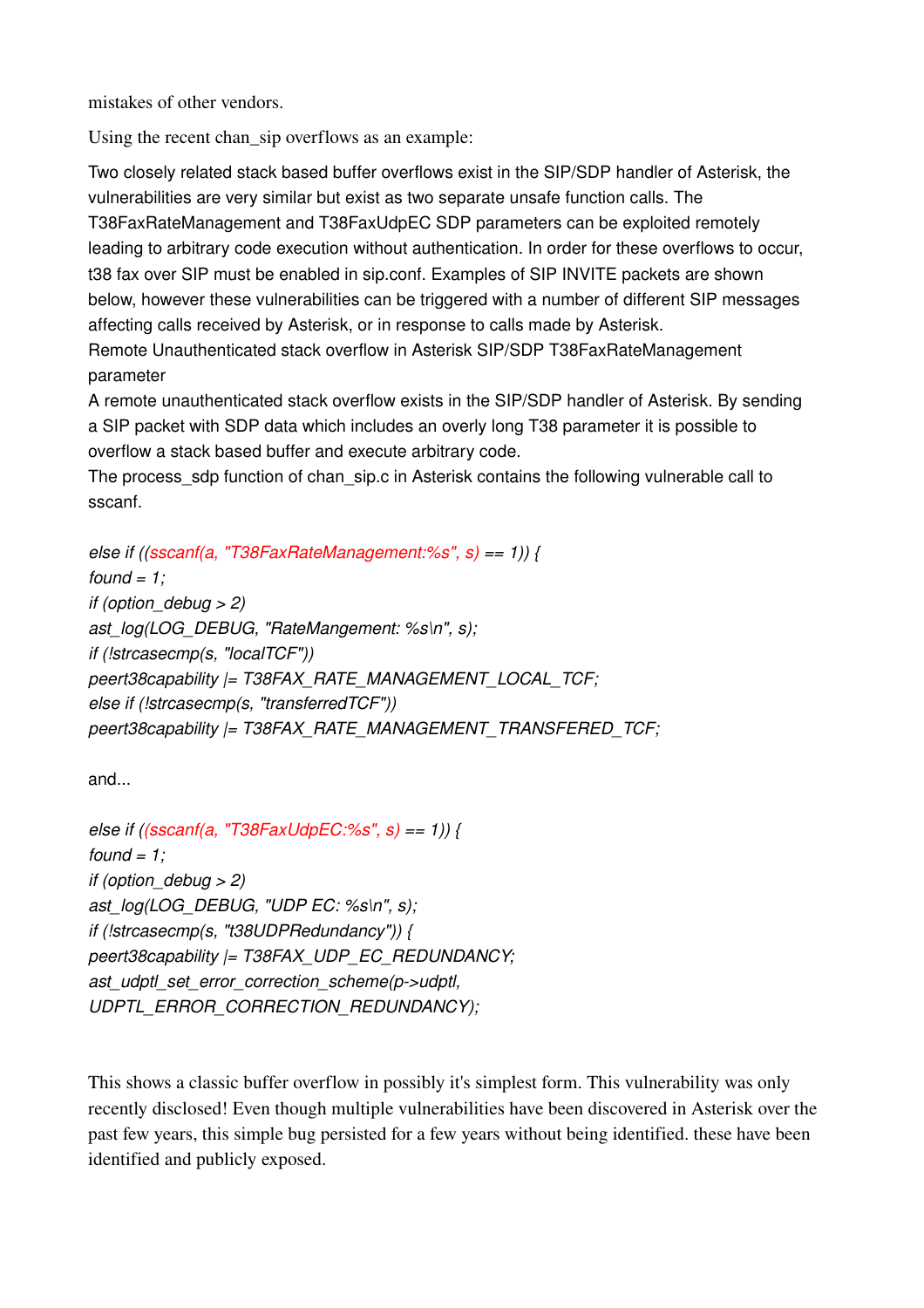mistakes of other vendors.

Using the recent chan_sip overflows as an example:

Two closely related stack based buffer overflows exist in the SIP/SDP handler of Asterisk, the vulnerabilities are very similar but exist as two separate unsafe function calls. The T38FaxRateManagement and T38FaxUdpEC SDP parameters can be exploited remotely leading to arbitrary code execution without authentication. In order for these overflows to occur, t38 fax over SIP must be enabled in sip.conf. Examples of SIP INVITE packets are shown below, however these vulnerabilities can be triggered with a number of different SIP messages affecting calls received by Asterisk, or in response to calls made by Asterisk.
Remote Unauthenticated stack overflow in Asterisk SIP/SDP T38FaxRateManagement parameter
A remote unauthenticated stack overflow exists in the SIP/SDP handler of Asterisk. By sending a SIP packet with SDP data which includes an overly long T38 parameter it is possible to overflow a stack based buffer and execute arbitrary code.
The process_sdp function of chan_sip.c in Asterisk contains the following vulnerable call to sscanf.

```
else if ((sscanf(a, "T38FaxRateManagement:%s", s) == 1)) {
found = 1;
if (option_debug > 2)
ast_log(LOG_DEBUG, "RateMangement: %s\n", s);
if (!strcasecmp(s, "localTCF"))
peert38capability |= T38FAX_RATE_MANAGEMENT_LOCAL_TCF;
else if (!strcasecmp(s, "transferredTCF"))
peert38capability |= T38FAX_RATE_MANAGEMENT_TRANSFERED_TCF;
```

and...

```
else if ((sscanf(a, "T38FaxUdpEC:%s", s) == 1)) {
found = 1;
if (option_debug > 2)
ast_log(LOG_DEBUG, "UDP EC: %s\n", s);
if (!strcasecmp(s, "t38UDPRedundancy")) {
peert38capability |= T38FAX_UDP_EC_REDUNDANCY;
ast_udptl_set_error_correction_scheme(p->udptl,
UDPTL_ERROR_CORRECTION_REDUNDANCY);
```

This shows a classic buffer overflow in possibly it's simplest form. This vulnerability was only recently disclosed! Even though multiple vulnerabilities have been discovered in Asterisk over the past few years, this simple bug persisted for a few years without being identified. these have been identified and publicly exposed.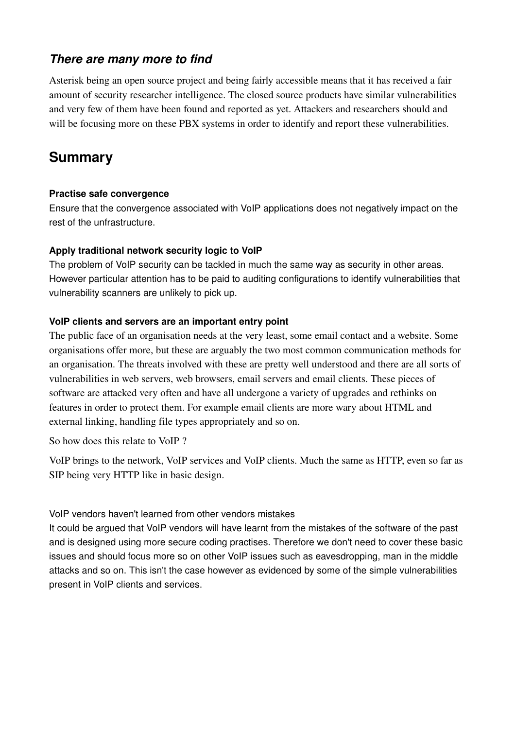### *There are many more to find*

Asterisk being an open source project and being fairly accessible means that it has received a fair amount of security researcher intelligence. The closed source products have similar vulnerabilities and very few of them have been found and reported as yet. Attackers and researchers should and will be focusing more on these PBX systems in order to identify and report these vulnerabilities.

## Summary

**Practise safe convergence**

Ensure that the convergence associated with VoIP applications does not negatively impact on the rest of the unfrastructure.

**Apply traditional network security logic to VoIP**

The problem of VoIP security can be tackled in much the same way as security in other areas. However particular attention has to be paid to auditing configurations to identify vulnerabilities that vulnerability scanners are unlikely to pick up.

**VoIP clients and servers are an important entry point**

The public face of an organisation needs at the very least, some email contact and a website. Some organisations offer more, but these are arguably the two most common communication methods for an organisation. The threats involved with these are pretty well understood and there are all sorts of vulnerabilities in web servers, web browsers, email servers and email clients. These pieces of software are attacked very often and have all undergone a variety of upgrades and rethinks on features in order to protect them. For example email clients are more wary about HTML and external linking, handling file types appropriately and so on.

So how does this relate to VoIP ?

VoIP brings to the network, VoIP services and VoIP clients. Much the same as HTTP, even so far as SIP being very HTTP like in basic design.

VoIP vendors haven't learned from other vendors mistakes

It could be argued that VoIP vendors will have learnt from the mistakes of the software of the past and is designed using more secure coding practises. Therefore we don't need to cover these basic issues and should focus more so on other VoIP issues such as eavesdropping, man in the middle attacks and so on. This isn't the case however as evidenced by some of the simple vulnerabilities present in VoIP clients and services.